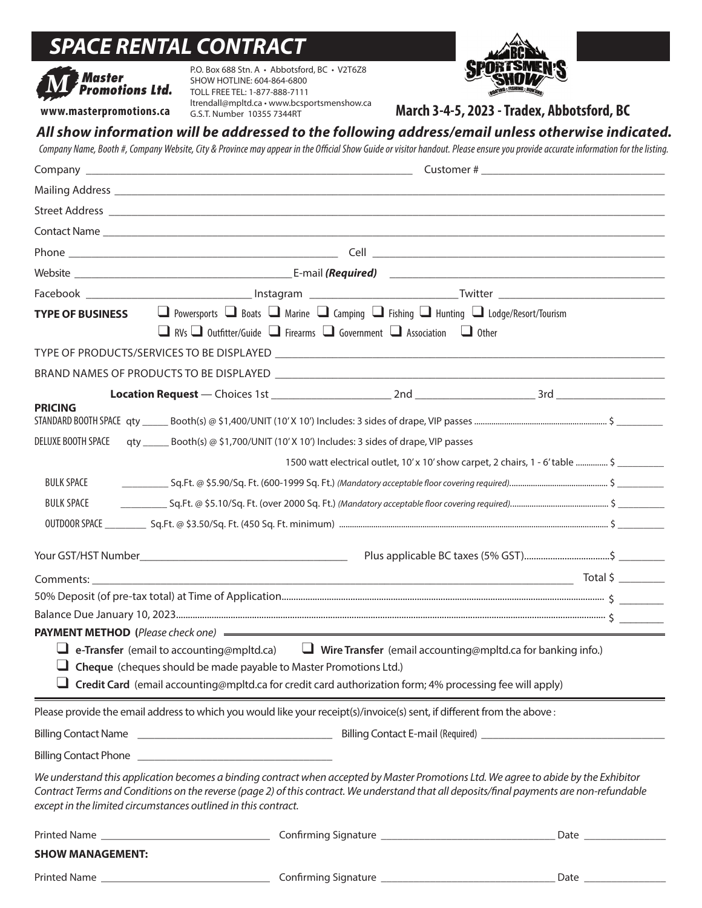# SPACE RENTAL CONTRACT

**Master Promotions Ltd.**
www.masterpromotions.ca

P.O. Box 688 Stn. A • Abbotsford, BC • V2T6Z8
SHOW HOTLINE: 604-864-6800
TOLL FREE TEL: 1-877-888-7111
ltrendall@mpltd.ca • www.bcsportsmenshow.ca
G.S.T. Number 10355 7344RT

BC SPORTSMEN'S SHOW — BOATING • FISHING • HUNTING

**March 3-4-5, 2023 - Tradex, Abbotsford, BC**

***All show information will be addressed to the following address/email unless otherwise indicated.***

*Company Name, Booth #, Company Website, City & Province may appear in the Official Show Guide or visitor handout. Please ensure you provide accurate information for the listing.*

Company ______________________ Customer # ______________________

Mailing Address ______________________

Street Address ______________________

Contact Name ______________________

Phone ______________________ Cell ______________________

Website ______________________ E-mail ***(Required)*** ______________________

Facebook ______________ Instagram ______________ Twitter ______________

**TYPE OF BUSINESS** ☐ Powersports ☐ Boats ☐ Marine ☐ Camping ☐ Fishing ☐ Hunting ☐ Lodge/Resort/Tourism
☐ RVs ☐ Outfitter/Guide ☐ Firearms ☐ Government ☐ Association ☐ Other

TYPE OF PRODUCTS/SERVICES TO BE DISPLAYED ______________________

BRAND NAMES OF PRODUCTS TO BE DISPLAYED ______________________

**Location Request** — Choices 1st ______________ 2nd ______________ 3rd ______________

**PRICING**

STANDARD BOOTH SPACE qty _____ Booth(s) @ $1,400/UNIT (10' X 10') Includes: 3 sides of drape, VIP passes .......... $ _________

DELUXE BOOTH SPACE qty _____ Booth(s) @ $1,700/UNIT (10' X 10') Includes: 3 sides of drape, VIP passes
1500 watt electrical outlet, 10' x 10' show carpet, 2 chairs, 1 - 6' table .......... $ _________

BULK SPACE _________ Sq.Ft. @ $5.90/Sq. Ft. (600-1999 Sq. Ft.) *(Mandatory acceptable floor covering required)*.......... $ _________

BULK SPACE _________ Sq.Ft. @ $5.10/Sq. Ft. (over 2000 Sq. Ft.) *(Mandatory acceptable floor covering required)*.......... $ _________

OUTDOOR SPACE _________ Sq.Ft. @ $3.50/Sq. Ft. (450 Sq. Ft. minimum) .......... $ _________

Your GST/HST Number______________________ Plus applicable BC taxes (5% GST)..........$ _________

Comments: ______________________ Total $ _________

50% Deposit (of pre-tax total) at Time of Application.......... $ _________

Balance Due January 10, 2023.......... $ _________

**PAYMENT METHOD** *(Please check one)*

☐ **e-Transfer** (email to accounting@mpltd.ca) ☐ **Wire Transfer** (email accounting@mpltd.ca for banking info.)

☐ **Cheque** (cheques should be made payable to Master Promotions Ltd.)

☐ **Credit Card** (email accounting@mpltd.ca for credit card authorization form; 4% processing fee will apply)

Please provide the email address to which you would like your receipt(s)/invoice(s) sent, if different from the above :

Billing Contact Name ______________________ Billing Contact E-mail (Required) ______________________

Billing Contact Phone ______________________

*We understand this application becomes a binding contract when accepted by Master Promotions Ltd. We agree to abide by the Exhibitor Contract Terms and Conditions on the reverse (page 2) of this contract. We understand that all deposits/final payments are non-refundable except in the limited circumstances outlined in this contract.*

Printed Name ______________________ Confirming Signature ______________________ Date ____________

**SHOW MANAGEMENT:**

Printed Name ______________________ Confirming Signature ______________________ Date ____________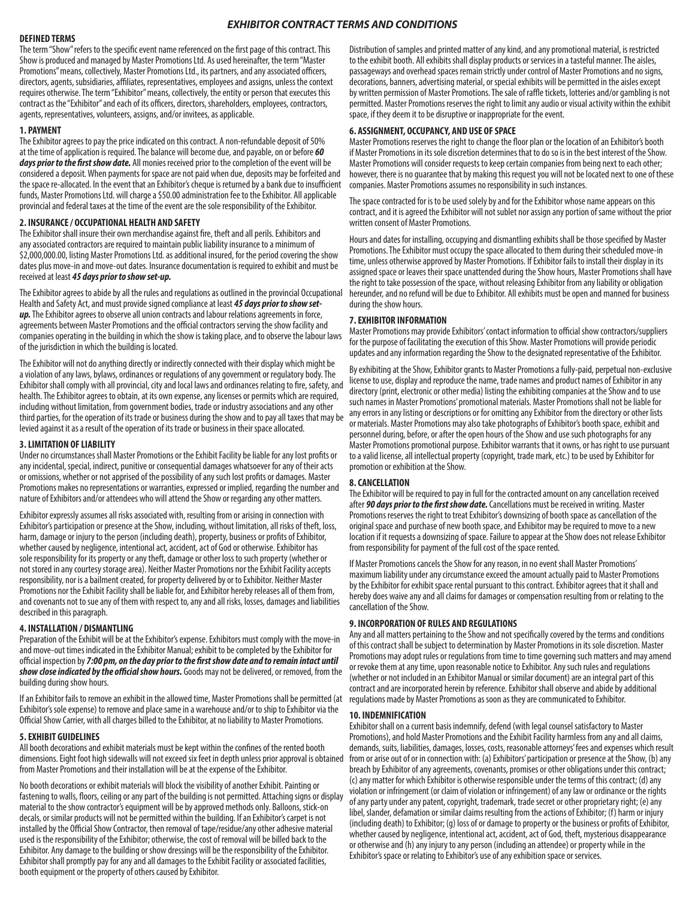# *EXHIBITOR CONTRACT TERMS AND CONDITIONS*

## DEFINED TERMS

The term "Show" refers to the specific event name referenced on the first page of this contract. This Show is produced and managed by Master Promotions Ltd. As used hereinafter, the term "Master Promotions" means, collectively, Master Promotions Ltd., its partners, and any associated officers, directors, agents, subsidiaries, affiliates, representatives, employees and assigns, unless the context requires otherwise. The term "Exhibitor" means, collectively, the entity or person that executes this contract as the "Exhibitor" and each of its officers, directors, shareholders, employees, contractors, agents, representatives, volunteers, assigns, and/or invitees, as applicable.

## 1. PAYMENT

The Exhibitor agrees to pay the price indicated on this contract. A non-refundable deposit of 50% at the time of application is required. The balance will become due, and payable, on or before ***60 days prior to the first show date.*** All monies received prior to the completion of the event will be considered a deposit. When payments for space are not paid when due, deposits may be forfeited and the space re-allocated. In the event that an Exhibitor's cheque is returned by a bank due to insufficient funds, Master Promotions Ltd. will charge a $50.00 administration fee to the Exhibitor. All applicable provincial and federal taxes at the time of the event are the sole responsibility of the Exhibitor.

## 2. INSURANCE / OCCUPATIONAL HEALTH AND SAFETY

The Exhibitor shall insure their own merchandise against fire, theft and all perils. Exhibitors and any associated contractors are required to maintain public liability insurance to a minimum of $2,000,000.00, listing Master Promotions Ltd. as additional insured, for the period covering the show dates plus move-in and move-out dates. Insurance documentation is required to exhibit and must be received at least ***45 days prior to show set-up.***

The Exhibitor agrees to abide by all the rules and regulations as outlined in the provincial Occupational Health and Safety Act, and must provide signed compliance at least ***45 days prior to show set-up.*** The Exhibitor agrees to observe all union contracts and labour relations agreements in force, agreements between Master Promotions and the official contractors serving the show facility and companies operating in the building in which the show is taking place, and to observe the labour laws of the jurisdiction in which the building is located.

The Exhibitor will not do anything directly or indirectly connected with their display which might be a violation of any laws, bylaws, ordinances or regulations of any government or regulatory body. The Exhibitor shall comply with all provincial, city and local laws and ordinances relating to fire, safety, and health. The Exhibitor agrees to obtain, at its own expense, any licenses or permits which are required, including without limitation, from government bodies, trade or industry associations and any other third parties, for the operation of its trade or business during the show and to pay all taxes that may be levied against it as a result of the operation of its trade or business in their space allocated.

## 3. LIMITATION OF LIABILITY

Under no circumstances shall Master Promotions or the Exhibit Facility be liable for any lost profits or any incidental, special, indirect, punitive or consequential damages whatsoever for any of their acts or omissions, whether or not apprised of the possibility of any such lost profits or damages. Master Promotions makes no representations or warranties, expressed or implied, regarding the number and nature of Exhibitors and/or attendees who will attend the Show or regarding any other matters.

Exhibitor expressly assumes all risks associated with, resulting from or arising in connection with Exhibitor's participation or presence at the Show, including, without limitation, all risks of theft, loss, harm, damage or injury to the person (including death), property, business or profits of Exhibitor, whether caused by negligence, intentional act, accident, act of God or otherwise. Exhibitor has sole responsibility for its property or any theft, damage or other loss to such property (whether or not stored in any courtesy storage area). Neither Master Promotions nor the Exhibit Facility accepts responsibility, nor is a bailment created, for property delivered by or to Exhibitor. Neither Master Promotions nor the Exhibit Facility shall be liable for, and Exhibitor hereby releases all of them from, and covenants not to sue any of them with respect to, any and all risks, losses, damages and liabilities described in this paragraph.

## 4. INSTALLATION / DISMANTLING

Preparation of the Exhibit will be at the Exhibitor's expense. Exhibitors must comply with the move-in and move-out times indicated in the Exhibitor Manual; exhibit to be completed by the Exhibitor for official inspection by ***7:00 pm, on the day prior to the first show date and to remain intact until show close indicated by the official show hours.*** Goods may not be delivered, or removed, from the building during show hours.

If an Exhibitor fails to remove an exhibit in the allowed time, Master Promotions shall be permitted (at Exhibitor's sole expense) to remove and place same in a warehouse and/or to ship to Exhibitor via the Official Show Carrier, with all charges billed to the Exhibitor, at no liability to Master Promotions.

## 5. EXHIBIT GUIDELINES

All booth decorations and exhibit materials must be kept within the confines of the rented booth dimensions. Eight foot high sidewalls will not exceed six feet in depth unless prior approval is obtained from Master Promotions and their installation will be at the expense of the Exhibitor.

No booth decorations or exhibit materials will block the visibility of another Exhibit. Painting or fastening to walls, floors, ceiling or any part of the building is not permitted. Attaching signs or display material to the show contractor's equipment will be by approved methods only. Balloons, stick-on decals, or similar products will not be permitted within the building. If an Exhibitor's carpet is not installed by the Official Show Contractor, then removal of tape/residue/any other adhesive material used is the responsibility of the Exhibitor; otherwise, the cost of removal will be billed back to the Exhibitor. Any damage to the building or show dressings will be the responsibility of the Exhibitor. Exhibitor shall promptly pay for any and all damages to the Exhibit Facility or associated facilities, booth equipment or the property of others caused by Exhibitor.

Distribution of samples and printed matter of any kind, and any promotional material, is restricted to the exhibit booth. All exhibits shall display products or services in a tasteful manner. The aisles, passageways and overhead spaces remain strictly under control of Master Promotions and no signs, decorations, banners, advertising material, or special exhibits will be permitted in the aisles except by written permission of Master Promotions. The sale of raffle tickets, lotteries and/or gambling is not permitted. Master Promotions reserves the right to limit any audio or visual activity within the exhibit space, if they deem it to be disruptive or inappropriate for the event.

## 6. ASSIGNMENT, OCCUPANCY, AND USE OF SPACE

Master Promotions reserves the right to change the floor plan or the location of an Exhibitor's booth if Master Promotions in its sole discretion determines that to do so is in the best interest of the Show. Master Promotions will consider requests to keep certain companies from being next to each other; however, there is no guarantee that by making this request you will not be located next to one of these companies. Master Promotions assumes no responsibility in such instances.

The space contracted for is to be used solely by and for the Exhibitor whose name appears on this contract, and it is agreed the Exhibitor will not sublet nor assign any portion of same without the prior written consent of Master Promotions.

Hours and dates for installing, occupying and dismantling exhibits shall be those specified by Master Promotions. The Exhibitor must occupy the space allocated to them during their scheduled move-in time, unless otherwise approved by Master Promotions. If Exhibitor fails to install their display in its assigned space or leaves their space unattended during the Show hours, Master Promotions shall have the right to take possession of the space, without releasing Exhibitor from any liability or obligation hereunder, and no refund will be due to Exhibitor. All exhibits must be open and manned for business during the show hours.

## 7. EXHIBITOR INFORMATION

Master Promotions may provide Exhibitors' contact information to official show contractors/suppliers for the purpose of facilitating the execution of this Show. Master Promotions will provide periodic updates and any information regarding the Show to the designated representative of the Exhibitor.

By exhibiting at the Show, Exhibitor grants to Master Promotions a fully-paid, perpetual non-exclusive license to use, display and reproduce the name, trade names and product names of Exhibitor in any directory (print, electronic or other media) listing the exhibiting companies at the Show and to use such names in Master Promotions' promotional materials. Master Promotions shall not be liable for any errors in any listing or descriptions or for omitting any Exhibitor from the directory or other lists or materials. Master Promotions may also take photographs of Exhibitor's booth space, exhibit and personnel during, before, or after the open hours of the Show and use such photographs for any Master Promotions promotional purpose. Exhibitor warrants that it owns, or has right to use pursuant to a valid license, all intellectual property (copyright, trade mark, etc.) to be used by Exhibitor for promotion or exhibition at the Show.

## 8. CANCELLATION

The Exhibitor will be required to pay in full for the contracted amount on any cancellation received after ***90 days prior to the first show date.*** Cancellations must be received in writing. Master Promotions reserves the right to treat Exhibitor's downsizing of booth space as cancellation of the original space and purchase of new booth space, and Exhibitor may be required to move to a new location if it requests a downsizing of space. Failure to appear at the Show does not release Exhibitor from responsibility for payment of the full cost of the space rented.

If Master Promotions cancels the Show for any reason, in no event shall Master Promotions' maximum liability under any circumstance exceed the amount actually paid to Master Promotions by the Exhibitor for exhibit space rental pursuant to this contract. Exhibitor agrees that it shall and hereby does waive any and all claims for damages or compensation resulting from or relating to the cancellation of the Show.

## 9. INCORPORATION OF RULES AND REGULATIONS

Any and all matters pertaining to the Show and not specifically covered by the terms and conditions of this contract shall be subject to determination by Master Promotions in its sole discretion. Master Promotions may adopt rules or regulations from time to time governing such matters and may amend or revoke them at any time, upon reasonable notice to Exhibitor. Any such rules and regulations (whether or not included in an Exhibitor Manual or similar document) are an integral part of this contract and are incorporated herein by reference. Exhibitor shall observe and abide by additional regulations made by Master Promotions as soon as they are communicated to Exhibitor.

## 10. INDEMNIFICATION

Exhibitor shall on a current basis indemnify, defend (with legal counsel satisfactory to Master Promotions), and hold Master Promotions and the Exhibit Facility harmless from any and all claims, demands, suits, liabilities, damages, losses, costs, reasonable attorneys' fees and expenses which result from or arise out of or in connection with: (a) Exhibitors' participation or presence at the Show, (b) any breach by Exhibitor of any agreements, covenants, promises or other obligations under this contract; (c) any matter for which Exhibitor is otherwise responsible under the terms of this contract; (d) any violation or infringement (or claim of violation or infringement) of any law or ordinance or the rights of any party under any patent, copyright, trademark, trade secret or other proprietary right; (e) any libel, slander, defamation or similar claims resulting from the actions of Exhibitor; (f) harm or injury (including death) to Exhibitor; (g) loss of or damage to property or the business or profits of Exhibitor, whether caused by negligence, intentional act, accident, act of God, theft, mysterious disappearance or otherwise and (h) any injury to any person (including an attendee) or property while in the Exhibitor's space or relating to Exhibitor's use of any exhibition space or services.